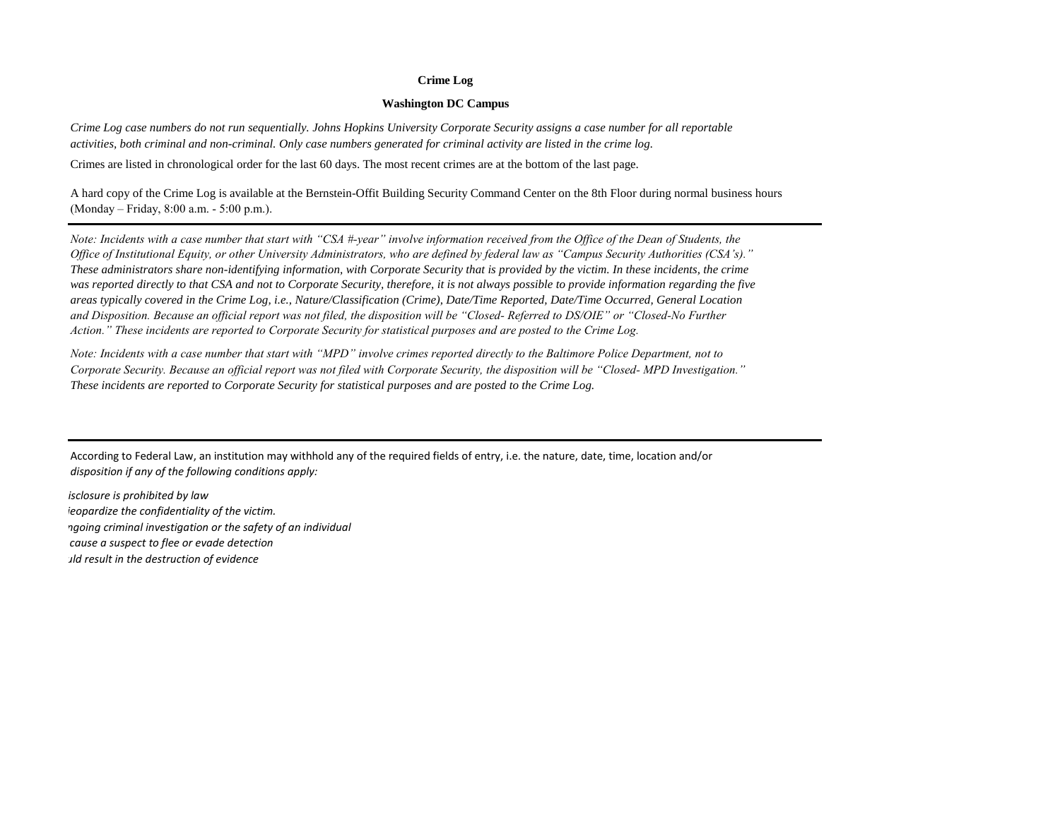**Crime Log**

**Washington DC Campus**

*Crime Log case numbers do not run sequentially. Johns Hopkins University Corporate Security assigns a case number for all reportable activities, both criminal and non-criminal. Only case numbers generated for criminal activity are listed in the crime log.*

Crimes are listed in chronological order for the last 60 days. The most recent crimes are at the bottom of the last page.

A hard copy of the Crime Log is available at the Bernstein-Offit Building Security Command Center on the 8th Floor during normal business hours (Monday – Friday, 8:00 a.m. - 5:00 p.m.).

---

*Note: Incidents with a case number that start with "CSA #-year" involve information received from the Office of the Dean of Students, the Office of Institutional Equity, or other University Administrators, who are defined by federal law as "Campus Security Authorities (CSA's)." These administrators share non-identifying information, with Corporate Security that is provided by the victim. In these incidents, the crime was reported directly to that CSA and not to Corporate Security, therefore, it is not always possible to provide information regarding the five areas typically covered in the Crime Log, i.e., Nature/Classification (Crime), Date/Time Reported, Date/Time Occurred, General Location and Disposition. Because an official report was not filed, the disposition will be "Closed- Referred to DS/OIE" or "Closed-No Further Action." These incidents are reported to Corporate Security for statistical purposes and are posted to the Crime Log.*

*Note: Incidents with a case number that start with "MPD" involve crimes reported directly to the Baltimore Police Department, not to Corporate Security. Because an official report was not filed with Corporate Security, the disposition will be "Closed- MPD Investigation." These incidents are reported to Corporate Security for statistical purposes and are posted to the Crime Log.*

---

According to Federal Law, an institution may withhold any of the required fields of entry, i.e. the nature, date, time, location and/or *disposition if any of the following conditions apply:*

*isclosure is prohibited by law*
*ieopardize the confidentiality of the victim.*
*ngoing criminal investigation or the safety of an individual*
*cause a suspect to flee or evade detection*
*ıld result in the destruction of evidence*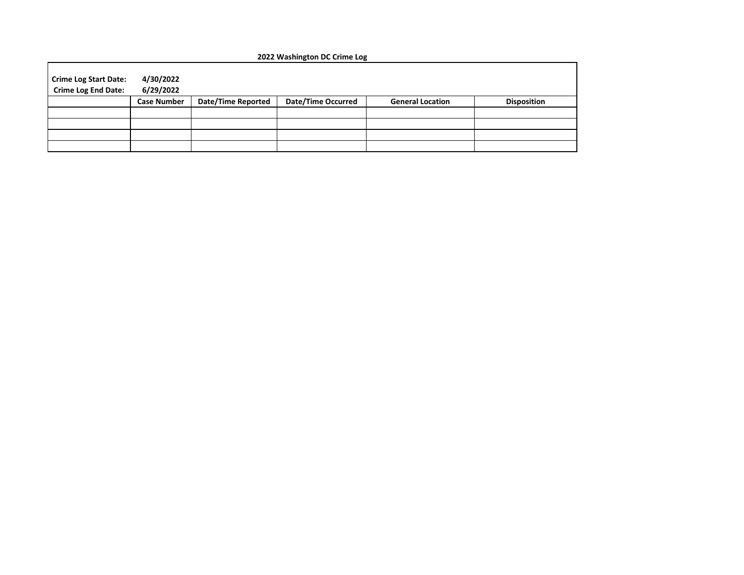2022 Washington DC Crime Log

**Crime Log Start Date:** 4/30/2022
**Crime Log End Date:** 6/29/2022

| | Case Number | Date/Time Reported | Date/Time Occurred | General Location | Disposition |
|---|---|---|---|---|---|
| | | | | | |
| | | | | | |
| | | | | | |
| | | | | | |